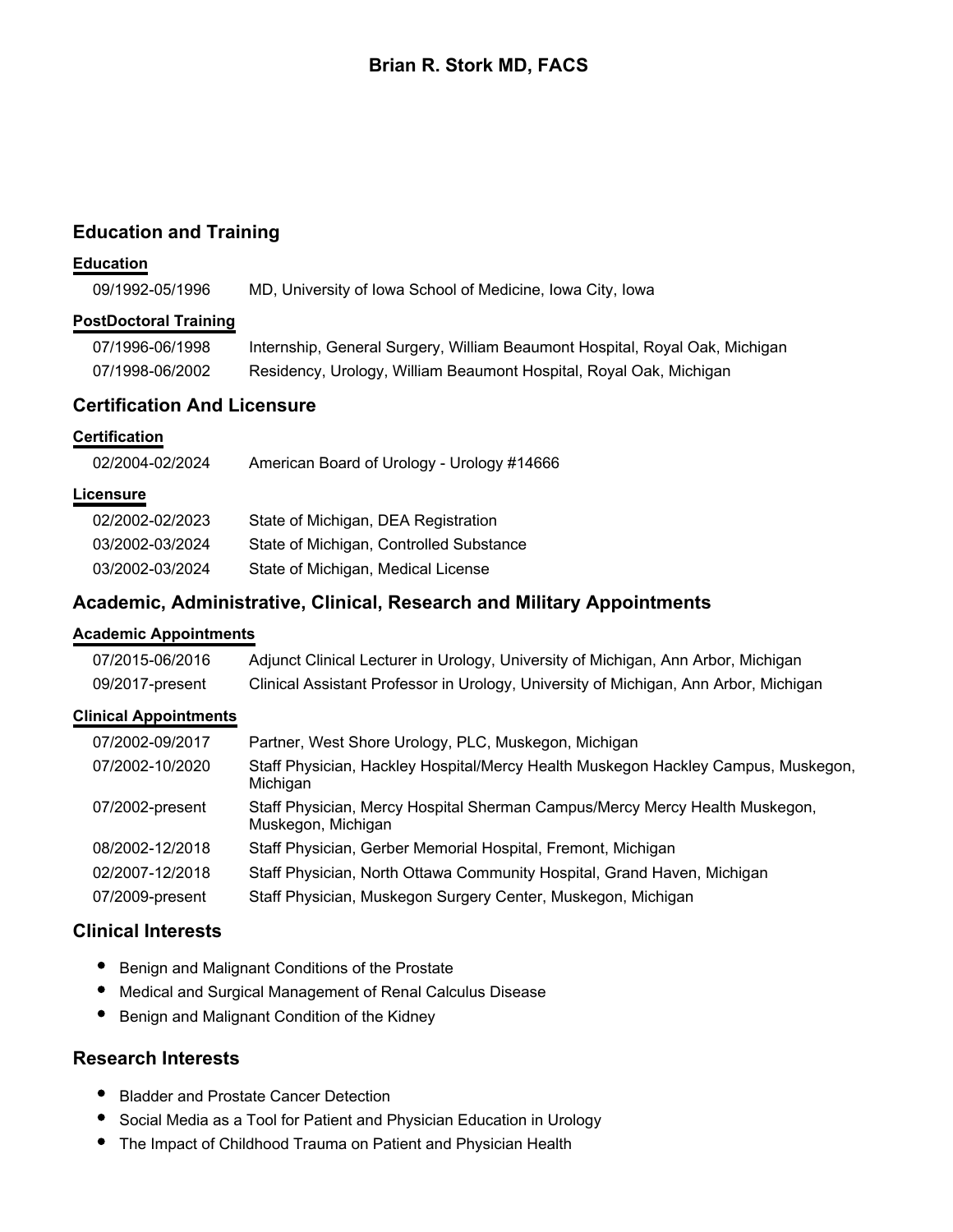# Brian R. Stork MD, FACS

## Education and Training

### Education

| | |
|---|---|
| 09/1992-05/1996 | MD, University of Iowa School of Medicine, Iowa City, Iowa |

### PostDoctoral Training

| | |
|---|---|
| 07/1996-06/1998 | Internship, General Surgery, William Beaumont Hospital, Royal Oak, Michigan |
| 07/1998-06/2002 | Residency, Urology, William Beaumont Hospital, Royal Oak, Michigan |

## Certification And Licensure

### Certification

| | |
|---|---|
| 02/2004-02/2024 | American Board of Urology - Urology #14666 |

### Licensure

| | |
|---|---|
| 02/2002-02/2023 | State of Michigan, DEA Registration |
| 03/2002-03/2024 | State of Michigan, Controlled Substance |
| 03/2002-03/2024 | State of Michigan, Medical License |

## Academic, Administrative, Clinical, Research and Military Appointments

### Academic Appointments

| | |
|---|---|
| 07/2015-06/2016 | Adjunct Clinical Lecturer in Urology, University of Michigan, Ann Arbor, Michigan |
| 09/2017-present | Clinical Assistant Professor in Urology, University of Michigan, Ann Arbor, Michigan |

### Clinical Appointments

| | |
|---|---|
| 07/2002-09/2017 | Partner, West Shore Urology, PLC, Muskegon, Michigan |
| 07/2002-10/2020 | Staff Physician, Hackley Hospital/Mercy Health Muskegon Hackley Campus, Muskegon, Michigan |
| 07/2002-present | Staff Physician, Mercy Hospital Sherman Campus/Mercy Mercy Health Muskegon, Muskegon, Michigan |
| 08/2002-12/2018 | Staff Physician, Gerber Memorial Hospital, Fremont, Michigan |
| 02/2007-12/2018 | Staff Physician, North Ottawa Community Hospital, Grand Haven, Michigan |
| 07/2009-present | Staff Physician, Muskegon Surgery Center, Muskegon, Michigan |

## Clinical Interests

- Benign and Malignant Conditions of the Prostate
- Medical and Surgical Management of Renal Calculus Disease
- Benign and Malignant Condition of the Kidney

## Research Interests

- Bladder and Prostate Cancer Detection
- Social Media as a Tool for Patient and Physician Education in Urology
- The Impact of Childhood Trauma on Patient and Physician Health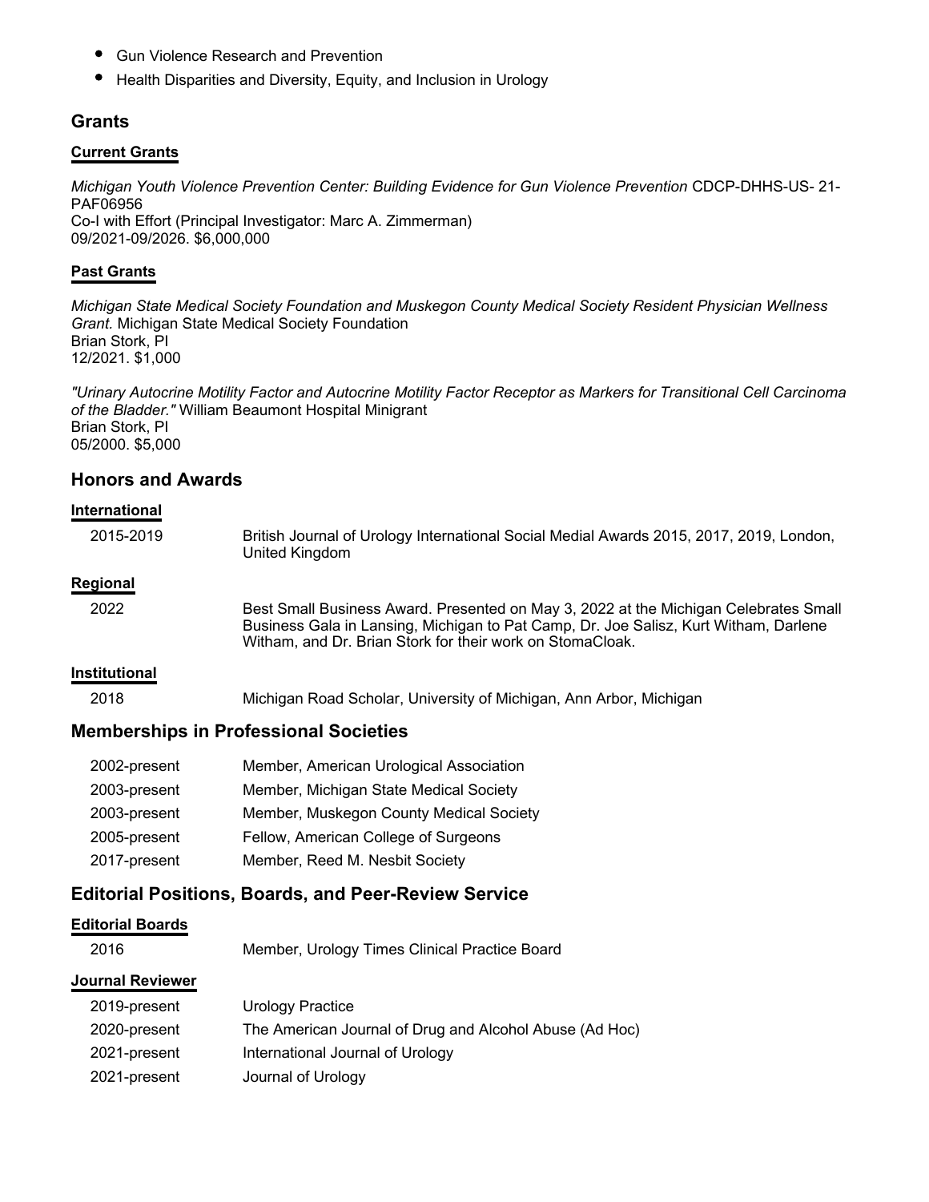- Gun Violence Research and Prevention
- Health Disparities and Diversity, Equity, and Inclusion in Urology

## Grants

### Current Grants

*Michigan Youth Violence Prevention Center: Building Evidence for Gun Violence Prevention* CDCP-DHHS-US- 21-PAF06956
Co-I with Effort (Principal Investigator: Marc A. Zimmerman)
09/2021-09/2026. $6,000,000

### Past Grants

*Michigan State Medical Society Foundation and Muskegon County Medical Society Resident Physician Wellness Grant.* Michigan State Medical Society Foundation
Brian Stork, PI
12/2021. $1,000

*"Urinary Autocrine Motility Factor and Autocrine Motility Factor Receptor as Markers for Transitional Cell Carcinoma of the Bladder."* William Beaumont Hospital Minigrant
Brian Stork, PI
05/2000. $5,000

## Honors and Awards

### International

| | |
|---|---|
| 2015-2019 | British Journal of Urology International Social Medial Awards 2015, 2017, 2019, London, United Kingdom |

### Regional

| | |
|---|---|
| 2022 | Best Small Business Award. Presented on May 3, 2022 at the Michigan Celebrates Small Business Gala in Lansing, Michigan to Pat Camp, Dr. Joe Salisz, Kurt Witham, Darlene Witham, and Dr. Brian Stork for their work on StomaCloak. |

### Institutional

| | |
|---|---|
| 2018 | Michigan Road Scholar, University of Michigan, Ann Arbor, Michigan |

## Memberships in Professional Societies

| | |
|---|---|
| 2002-present | Member, American Urological Association |
| 2003-present | Member, Michigan State Medical Society |
| 2003-present | Member, Muskegon County Medical Society |
| 2005-present | Fellow, American College of Surgeons |
| 2017-present | Member, Reed M. Nesbit Society |

## Editorial Positions, Boards, and Peer-Review Service

### Editorial Boards

| | |
|---|---|
| 2016 | Member, Urology Times Clinical Practice Board |

### Journal Reviewer

| | |
|---|---|
| 2019-present | Urology Practice |
| 2020-present | The American Journal of Drug and Alcohol Abuse (Ad Hoc) |
| 2021-present | International Journal of Urology |
| 2021-present | Journal of Urology |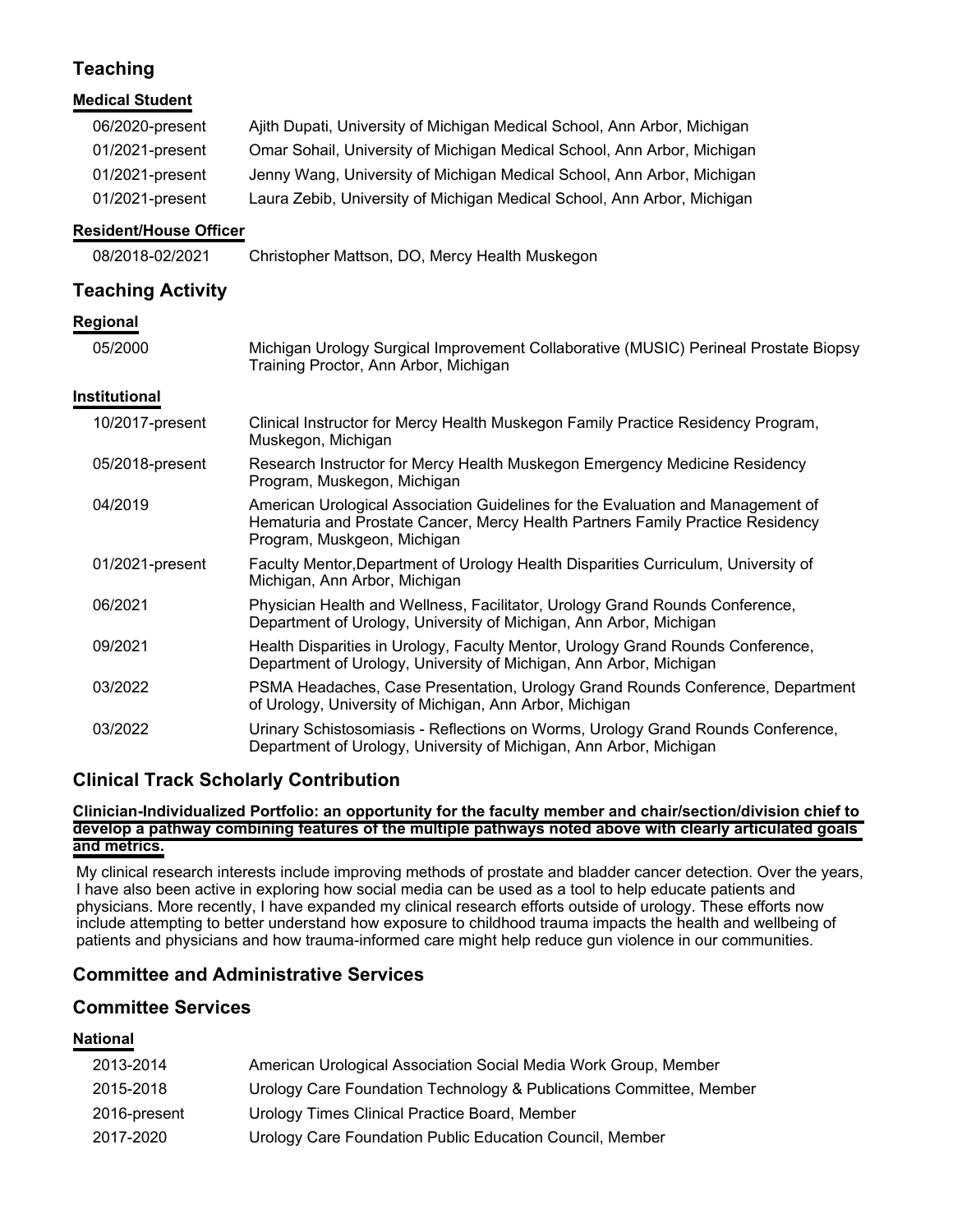## Teaching

### Medical Student

| | |
|---|---|
| 06/2020-present | Ajith Dupati, University of Michigan Medical School, Ann Arbor, Michigan |
| 01/2021-present | Omar Sohail, University of Michigan Medical School, Ann Arbor, Michigan |
| 01/2021-present | Jenny Wang, University of Michigan Medical School, Ann Arbor, Michigan |
| 01/2021-present | Laura Zebib, University of Michigan Medical School, Ann Arbor, Michigan |

### Resident/House Officer

| | |
|---|---|
| 08/2018-02/2021 | Christopher Mattson, DO, Mercy Health Muskegon |

## Teaching Activity

### Regional

| | |
|---|---|
| 05/2000 | Michigan Urology Surgical Improvement Collaborative (MUSIC) Perineal Prostate Biopsy Training Proctor, Ann Arbor, Michigan |

### Institutional

| | |
|---|---|
| 10/2017-present | Clinical Instructor for Mercy Health Muskegon Family Practice Residency Program, Muskegon, Michigan |
| 05/2018-present | Research Instructor for Mercy Health Muskegon Emergency Medicine Residency Program, Muskegon, Michigan |
| 04/2019 | American Urological Association Guidelines for the Evaluation and Management of Hematuria and Prostate Cancer, Mercy Health Partners Family Practice Residency Program, Muskgeon, Michigan |
| 01/2021-present | Faculty Mentor,Department of Urology Health Disparities Curriculum, University of Michigan, Ann Arbor, Michigan |
| 06/2021 | Physician Health and Wellness, Facilitator, Urology Grand Rounds Conference, Department of Urology, University of Michigan, Ann Arbor, Michigan |
| 09/2021 | Health Disparities in Urology, Faculty Mentor, Urology Grand Rounds Conference, Department of Urology, University of Michigan, Ann Arbor, Michigan |
| 03/2022 | PSMA Headaches, Case Presentation, Urology Grand Rounds Conference, Department of Urology, University of Michigan, Ann Arbor, Michigan |
| 03/2022 | Urinary Schistosomiasis - Reflections on Worms, Urology Grand Rounds Conference, Department of Urology, University of Michigan, Ann Arbor, Michigan |

## Clinical Track Scholarly Contribution

### Clinician-Individualized Portfolio: an opportunity for the faculty member and chair/section/division chief to develop a pathway combining features of the multiple pathways noted above with clearly articulated goals and metrics.

My clinical research interests include improving methods of prostate and bladder cancer detection. Over the years, I have also been active in exploring how social media can be used as a tool to help educate patients and physicians. More recently, I have expanded my clinical research efforts outside of urology. These efforts now include attempting to better understand how exposure to childhood trauma impacts the health and wellbeing of patients and physicians and how trauma-informed care might help reduce gun violence in our communities.

## Committee and Administrative Services

## Committee Services

### National

| | |
|---|---|
| 2013-2014 | American Urological Association Social Media Work Group, Member |
| 2015-2018 | Urology Care Foundation Technology & Publications Committee, Member |
| 2016-present | Urology Times Clinical Practice Board, Member |
| 2017-2020 | Urology Care Foundation Public Education Council, Member |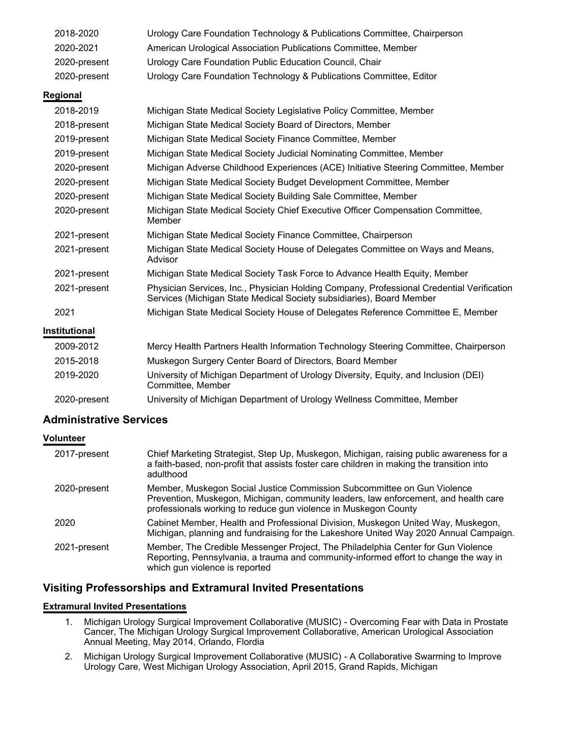| | |
|---|---|
| 2018-2020 | Urology Care Foundation Technology & Publications Committee, Chairperson |
| 2020-2021 | American Urological Association Publications Committee, Member |
| 2020-present | Urology Care Foundation Public Education Council, Chair |
| 2020-present | Urology Care Foundation Technology & Publications Committee, Editor |

**Regional**

| | |
|---|---|
| 2018-2019 | Michigan State Medical Society Legislative Policy Committee, Member |
| 2018-present | Michigan State Medical Society Board of Directors, Member |
| 2019-present | Michigan State Medical Society Finance Committee, Member |
| 2019-present | Michigan State Medical Society Judicial Nominating Committee, Member |
| 2020-present | Michigan Adverse Childhood Experiences (ACE) Initiative Steering Committee, Member |
| 2020-present | Michigan State Medical Society Budget Development Committee, Member |
| 2020-present | Michigan State Medical Society Building Sale Committee, Member |
| 2020-present | Michigan State Medical Society Chief Executive Officer Compensation Committee, Member |
| 2021-present | Michigan State Medical Society Finance Committee, Chairperson |
| 2021-present | Michigan State Medical Society House of Delegates Committee on Ways and Means, Advisor |
| 2021-present | Michigan State Medical Society Task Force to Advance Health Equity, Member |
| 2021-present | Physician Services, Inc., Physician Holding Company, Professional Credential Verification Services (Michigan State Medical Society subsidiaries), Board Member |
| 2021 | Michigan State Medical Society House of Delegates Reference Committee E, Member |

**Institutional**

| | |
|---|---|
| 2009-2012 | Mercy Health Partners Health Information Technology Steering Committee, Chairperson |
| 2015-2018 | Muskegon Surgery Center Board of Directors, Board Member |
| 2019-2020 | University of Michigan Department of Urology Diversity, Equity, and Inclusion (DEI) Committee, Member |
| 2020-present | University of Michigan Department of Urology Wellness Committee, Member |

## Administrative Services

**Volunteer**

| | |
|---|---|
| 2017-present | Chief Marketing Strategist, Step Up, Muskegon, Michigan, raising public awareness for a a faith-based, non-profit that assists foster care children in making the transition into adulthood |
| 2020-present | Member, Muskegon Social Justice Commission Subcommittee on Gun Violence Prevention, Muskegon, Michigan, community leaders, law enforcement, and health care professionals working to reduce gun violence in Muskegon County |
| 2020 | Cabinet Member, Health and Professional Division, Muskegon United Way, Muskegon, Michigan, planning and fundraising for the Lakeshore United Way 2020 Annual Campaign. |
| 2021-present | Member, The Credible Messenger Project, The Philadelphia Center for Gun Violence Reporting, Pennsylvania, a trauma and community-informed effort to change the way in which gun violence is reported |

## Visiting Professorships and Extramural Invited Presentations

**Extramural Invited Presentations**

1. Michigan Urology Surgical Improvement Collaborative (MUSIC) - Overcoming Fear with Data in Prostate Cancer, The Michigan Urology Surgical Improvement Collaborative, American Urological Association Annual Meeting, May 2014, Orlando, Flordia
2. Michigan Urology Surgical Improvement Collaborative (MUSIC) - A Collaborative Swarming to Improve Urology Care, West Michigan Urology Association, April 2015, Grand Rapids, Michigan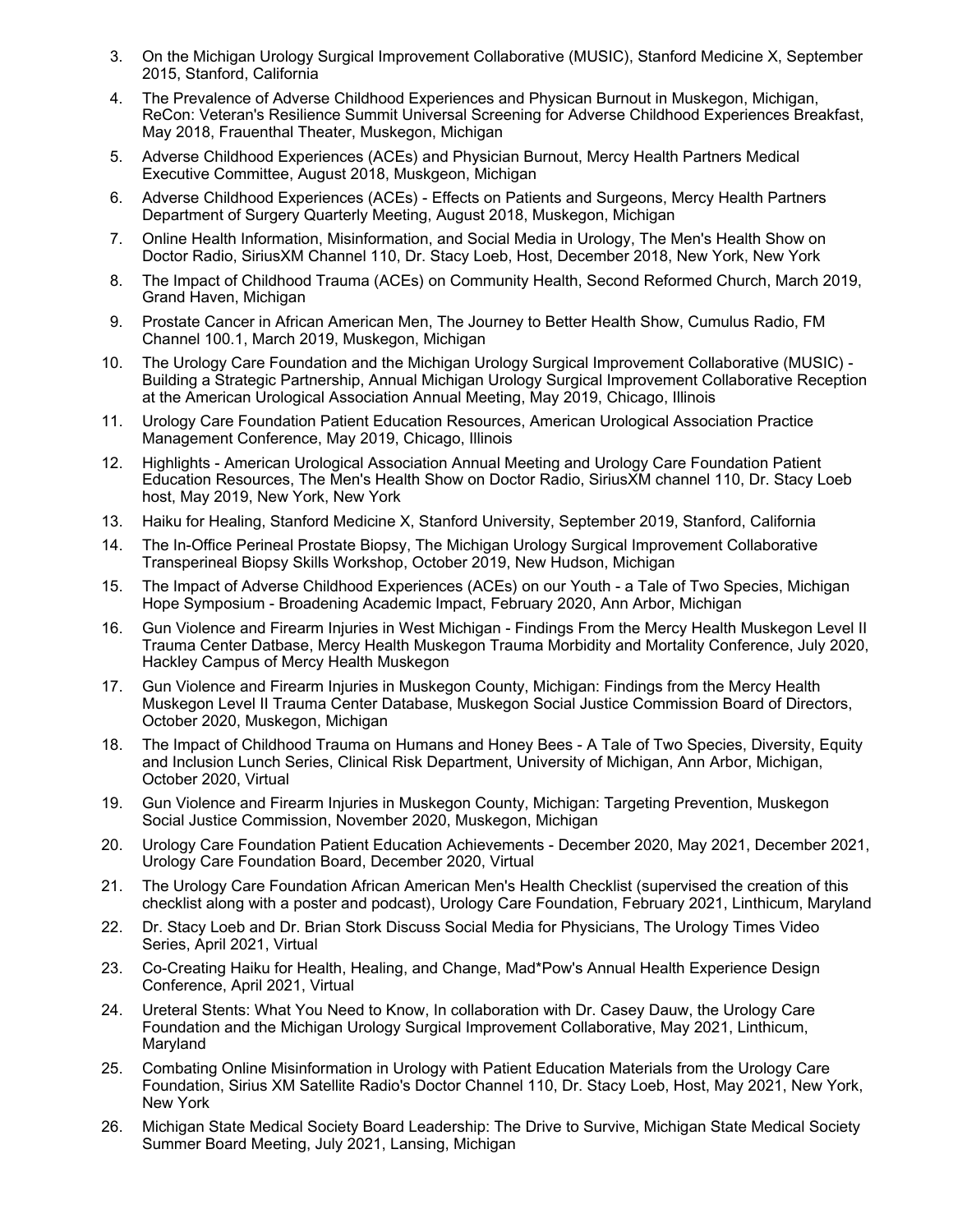3. On the Michigan Urology Surgical Improvement Collaborative (MUSIC), Stanford Medicine X, September 2015, Stanford, California
4. The Prevalence of Adverse Childhood Experiences and Physican Burnout in Muskegon, Michigan, ReCon: Veteran's Resilience Summit Universal Screening for Adverse Childhood Experiences Breakfast, May 2018, Frauenthal Theater, Muskegon, Michigan
5. Adverse Childhood Experiences (ACEs) and Physician Burnout, Mercy Health Partners Medical Executive Committee, August 2018, Muskgeon, Michigan
6. Adverse Childhood Experiences (ACEs) - Effects on Patients and Surgeons, Mercy Health Partners Department of Surgery Quarterly Meeting, August 2018, Muskegon, Michigan
7. Online Health Information, Misinformation, and Social Media in Urology, The Men's Health Show on Doctor Radio, SiriusXM Channel 110, Dr. Stacy Loeb, Host, December 2018, New York, New York
8. The Impact of Childhood Trauma (ACEs) on Community Health, Second Reformed Church, March 2019, Grand Haven, Michigan
9. Prostate Cancer in African American Men, The Journey to Better Health Show, Cumulus Radio, FM Channel 100.1, March 2019, Muskegon, Michigan
10. The Urology Care Foundation and the Michigan Urology Surgical Improvement Collaborative (MUSIC) - Building a Strategic Partnership, Annual Michigan Urology Surgical Improvement Collaborative Reception at the American Urological Association Annual Meeting, May 2019, Chicago, Illinois
11. Urology Care Foundation Patient Education Resources, American Urological Association Practice Management Conference, May 2019, Chicago, Illinois
12. Highlights - American Urological Association Annual Meeting and Urology Care Foundation Patient Education Resources, The Men's Health Show on Doctor Radio, SiriusXM channel 110, Dr. Stacy Loeb host, May 2019, New York, New York
13. Haiku for Healing, Stanford Medicine X, Stanford University, September 2019, Stanford, California
14. The In-Office Perineal Prostate Biopsy, The Michigan Urology Surgical Improvement Collaborative Transperineal Biopsy Skills Workshop, October 2019, New Hudson, Michigan
15. The Impact of Adverse Childhood Experiences (ACEs) on our Youth - a Tale of Two Species, Michigan Hope Symposium - Broadening Academic Impact, February 2020, Ann Arbor, Michigan
16. Gun Violence and Firearm Injuries in West Michigan - Findings From the Mercy Health Muskegon Level II Trauma Center Datbase, Mercy Health Muskegon Trauma Morbidity and Mortality Conference, July 2020, Hackley Campus of Mercy Health Muskegon
17. Gun Violence and Firearm Injuries in Muskegon County, Michigan: Findings from the Mercy Health Muskegon Level II Trauma Center Database, Muskegon Social Justice Commission Board of Directors, October 2020, Muskegon, Michigan
18. The Impact of Childhood Trauma on Humans and Honey Bees - A Tale of Two Species, Diversity, Equity and Inclusion Lunch Series, Clinical Risk Department, University of Michigan, Ann Arbor, Michigan, October 2020, Virtual
19. Gun Violence and Firearm Injuries in Muskegon County, Michigan: Targeting Prevention, Muskegon Social Justice Commission, November 2020, Muskegon, Michigan
20. Urology Care Foundation Patient Education Achievements - December 2020, May 2021, December 2021, Urology Care Foundation Board, December 2020, Virtual
21. The Urology Care Foundation African American Men's Health Checklist (supervised the creation of this checklist along with a poster and podcast), Urology Care Foundation, February 2021, Linthicum, Maryland
22. Dr. Stacy Loeb and Dr. Brian Stork Discuss Social Media for Physicians, The Urology Times Video Series, April 2021, Virtual
23. Co-Creating Haiku for Health, Healing, and Change, Mad*Pow's Annual Health Experience Design Conference, April 2021, Virtual
24. Ureteral Stents: What You Need to Know, In collaboration with Dr. Casey Dauw, the Urology Care Foundation and the Michigan Urology Surgical Improvement Collaborative, May 2021, Linthicum, Maryland
25. Combating Online Misinformation in Urology with Patient Education Materials from the Urology Care Foundation, Sirius XM Satellite Radio's Doctor Channel 110, Dr. Stacy Loeb, Host, May 2021, New York, New York
26. Michigan State Medical Society Board Leadership: The Drive to Survive, Michigan State Medical Society Summer Board Meeting, July 2021, Lansing, Michigan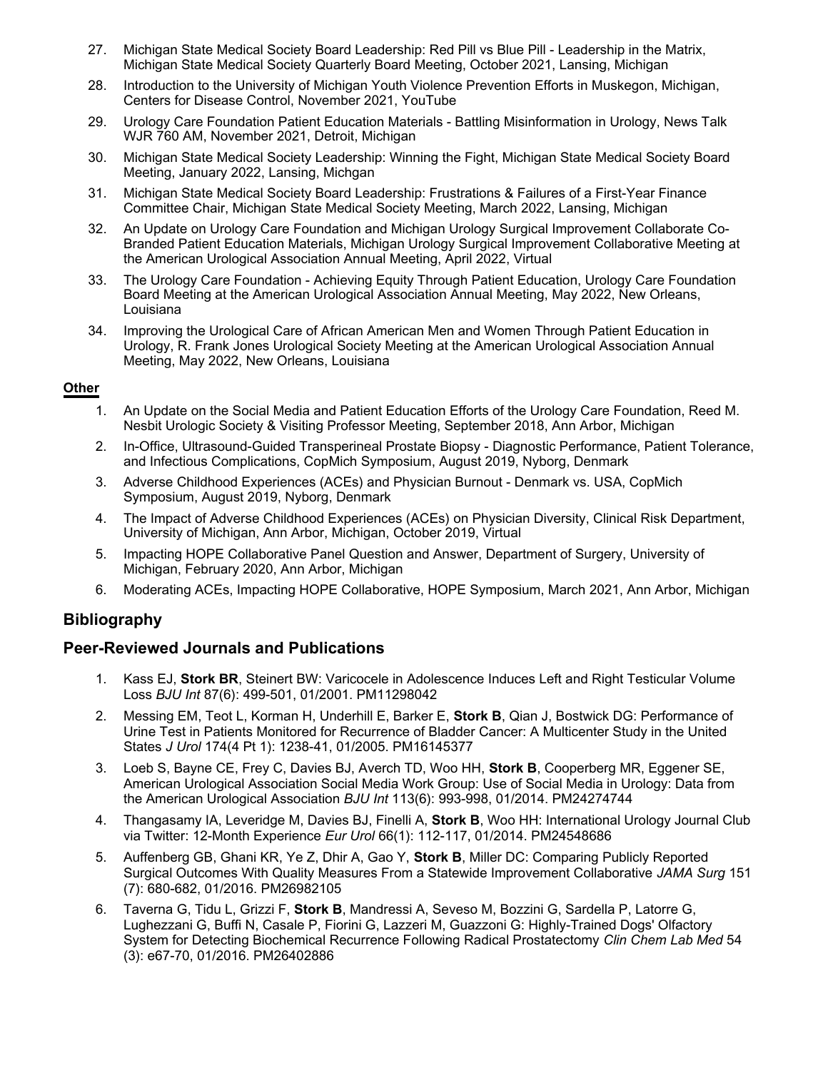27. Michigan State Medical Society Board Leadership: Red Pill vs Blue Pill - Leadership in the Matrix, Michigan State Medical Society Quarterly Board Meeting, October 2021, Lansing, Michigan
28. Introduction to the University of Michigan Youth Violence Prevention Efforts in Muskegon, Michigan, Centers for Disease Control, November 2021, YouTube
29. Urology Care Foundation Patient Education Materials - Battling Misinformation in Urology, News Talk WJR 760 AM, November 2021, Detroit, Michigan
30. Michigan State Medical Society Leadership: Winning the Fight, Michigan State Medical Society Board Meeting, January 2022, Lansing, Michgan
31. Michigan State Medical Society Board Leadership: Frustrations & Failures of a First-Year Finance Committee Chair, Michigan State Medical Society Meeting, March 2022, Lansing, Michigan
32. An Update on Urology Care Foundation and Michigan Urology Surgical Improvement Collaborate Co-Branded Patient Education Materials, Michigan Urology Surgical Improvement Collaborative Meeting at the American Urological Association Annual Meeting, April 2022, Virtual
33. The Urology Care Foundation - Achieving Equity Through Patient Education, Urology Care Foundation Board Meeting at the American Urological Association Annual Meeting, May 2022, New Orleans, Louisiana
34. Improving the Urological Care of African American Men and Women Through Patient Education in Urology, R. Frank Jones Urological Society Meeting at the American Urological Association Annual Meeting, May 2022, New Orleans, Louisiana

**Other**

1. An Update on the Social Media and Patient Education Efforts of the Urology Care Foundation, Reed M. Nesbit Urologic Society & Visiting Professor Meeting, September 2018, Ann Arbor, Michigan
2. In-Office, Ultrasound-Guided Transperineal Prostate Biopsy - Diagnostic Performance, Patient Tolerance, and Infectious Complications, CopMich Symposium, August 2019, Nyborg, Denmark
3. Adverse Childhood Experiences (ACEs) and Physician Burnout - Denmark vs. USA, CopMich Symposium, August 2019, Nyborg, Denmark
4. The Impact of Adverse Childhood Experiences (ACEs) on Physician Diversity, Clinical Risk Department, University of Michigan, Ann Arbor, Michigan, October 2019, Virtual
5. Impacting HOPE Collaborative Panel Question and Answer, Department of Surgery, University of Michigan, February 2020, Ann Arbor, Michigan
6. Moderating ACEs, Impacting HOPE Collaborative, HOPE Symposium, March 2021, Ann Arbor, Michigan

## Bibliography

## Peer-Reviewed Journals and Publications

1. Kass EJ, **Stork BR**, Steinert BW: Varicocele in Adolescence Induces Left and Right Testicular Volume Loss *BJU Int* 87(6): 499-501, 01/2001. PM11298042
2. Messing EM, Teot L, Korman H, Underhill E, Barker E, **Stork B**, Qian J, Bostwick DG: Performance of Urine Test in Patients Monitored for Recurrence of Bladder Cancer: A Multicenter Study in the United States *J Urol* 174(4 Pt 1): 1238-41, 01/2005. PM16145377
3. Loeb S, Bayne CE, Frey C, Davies BJ, Averch TD, Woo HH, **Stork B**, Cooperberg MR, Eggener SE, American Urological Association Social Media Work Group: Use of Social Media in Urology: Data from the American Urological Association *BJU Int* 113(6): 993-998, 01/2014. PM24274744
4. Thangasamy IA, Leveridge M, Davies BJ, Finelli A, **Stork B**, Woo HH: International Urology Journal Club via Twitter: 12-Month Experience *Eur Urol* 66(1): 112-117, 01/2014. PM24548686
5. Auffenberg GB, Ghani KR, Ye Z, Dhir A, Gao Y, **Stork B**, Miller DC: Comparing Publicly Reported Surgical Outcomes With Quality Measures From a Statewide Improvement Collaborative *JAMA Surg* 151 (7): 680-682, 01/2016. PM26982105
6. Taverna G, Tidu L, Grizzi F, **Stork B**, Mandressi A, Seveso M, Bozzini G, Sardella P, Latorre G, Lughezzani G, Buffi N, Casale P, Fiorini G, Lazzeri M, Guazzoni G: Highly-Trained Dogs' Olfactory System for Detecting Biochemical Recurrence Following Radical Prostatectomy *Clin Chem Lab Med* 54 (3): e67-70, 01/2016. PM26402886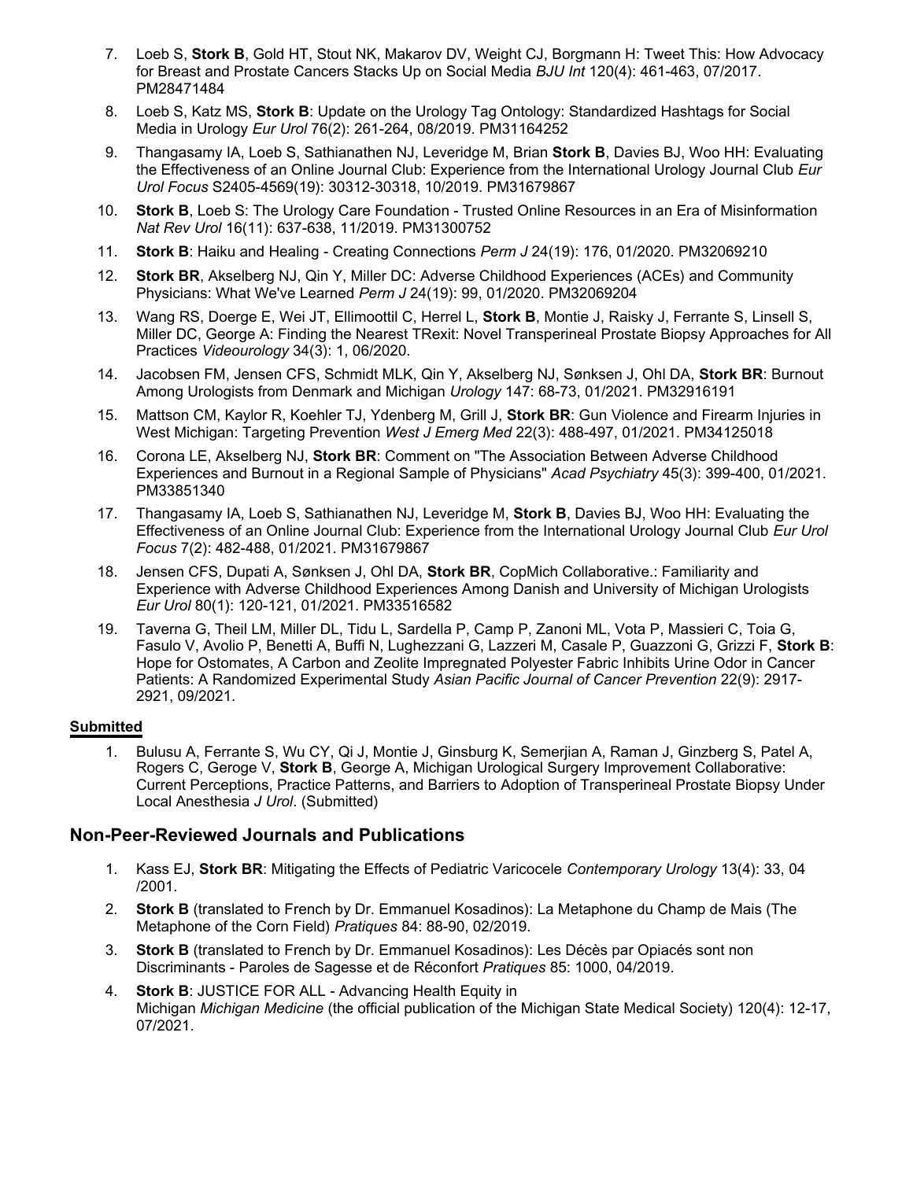7. Loeb S, **Stork B**, Gold HT, Stout NK, Makarov DV, Weight CJ, Borgmann H: Tweet This: How Advocacy for Breast and Prostate Cancers Stacks Up on Social Media *BJU Int* 120(4): 461-463, 07/2017. PM28471484
8. Loeb S, Katz MS, **Stork B**: Update on the Urology Tag Ontology: Standardized Hashtags for Social Media in Urology *Eur Urol* 76(2): 261-264, 08/2019. PM31164252
9. Thangasamy IA, Loeb S, Sathianathen NJ, Leveridge M, Brian **Stork B**, Davies BJ, Woo HH: Evaluating the Effectiveness of an Online Journal Club: Experience from the International Urology Journal Club *Eur Urol Focus* S2405-4569(19): 30312-30318, 10/2019. PM31679867
10. **Stork B**, Loeb S: The Urology Care Foundation - Trusted Online Resources in an Era of Misinformation *Nat Rev Urol* 16(11): 637-638, 11/2019. PM31300752
11. **Stork B**: Haiku and Healing - Creating Connections *Perm J* 24(19): 176, 01/2020. PM32069210
12. **Stork BR**, Akselberg NJ, Qin Y, Miller DC: Adverse Childhood Experiences (ACEs) and Community Physicians: What We've Learned *Perm J* 24(19): 99, 01/2020. PM32069204
13. Wang RS, Doerge E, Wei JT, Ellimoottil C, Herrel L, **Stork B**, Montie J, Raisky J, Ferrante S, Linsell S, Miller DC, George A: Finding the Nearest TRexit: Novel Transperineal Prostate Biopsy Approaches for All Practices *Videourology* 34(3): 1, 06/2020.
14. Jacobsen FM, Jensen CFS, Schmidt MLK, Qin Y, Akselberg NJ, Sønksen J, Ohl DA, **Stork BR**: Burnout Among Urologists from Denmark and Michigan *Urology* 147: 68-73, 01/2021. PM32916191
15. Mattson CM, Kaylor R, Koehler TJ, Ydenberg M, Grill J, **Stork BR**: Gun Violence and Firearm Injuries in West Michigan: Targeting Prevention *West J Emerg Med* 22(3): 488-497, 01/2021. PM34125018
16. Corona LE, Akselberg NJ, **Stork BR**: Comment on "The Association Between Adverse Childhood Experiences and Burnout in a Regional Sample of Physicians" *Acad Psychiatry* 45(3): 399-400, 01/2021. PM33851340
17. Thangasamy IA, Loeb S, Sathianathen NJ, Leveridge M, **Stork B**, Davies BJ, Woo HH: Evaluating the Effectiveness of an Online Journal Club: Experience from the International Urology Journal Club *Eur Urol Focus* 7(2): 482-488, 01/2021. PM31679867
18. Jensen CFS, Dupati A, Sønksen J, Ohl DA, **Stork BR**, CopMich Collaborative.: Familiarity and Experience with Adverse Childhood Experiences Among Danish and University of Michigan Urologists *Eur Urol* 80(1): 120-121, 01/2021. PM33516582
19. Taverna G, Theil LM, Miller DL, Tidu L, Sardella P, Camp P, Zanoni ML, Vota P, Massieri C, Toia G, Fasulo V, Avolio P, Benetti A, Buffi N, Lughezzani G, Lazzeri M, Casale P, Guazzoni G, Grizzi F, **Stork B**: Hope for Ostomates, A Carbon and Zeolite Impregnated Polyester Fabric Inhibits Urine Odor in Cancer Patients: A Randomized Experimental Study *Asian Pacific Journal of Cancer Prevention* 22(9): 2917-2921, 09/2021.

**Submitted**

1. Bulusu A, Ferrante S, Wu CY, Qi J, Montie J, Ginsburg K, Semerjian A, Raman J, Ginzberg S, Patel A, Rogers C, Geroge V, **Stork B**, George A, Michigan Urological Surgery Improvement Collaborative: Current Perceptions, Practice Patterns, and Barriers to Adoption of Transperineal Prostate Biopsy Under Local Anesthesia *J Urol*. (Submitted)

## Non-Peer-Reviewed Journals and Publications

1. Kass EJ, **Stork BR**: Mitigating the Effects of Pediatric Varicocele *Contemporary Urology* 13(4): 33, 04 /2001.
2. **Stork B** (translated to French by Dr. Emmanuel Kosadinos): La Metaphone du Champ de Mais (The Metaphone of the Corn Field) *Pratiques* 84: 88-90, 02/2019.
3. **Stork B** (translated to French by Dr. Emmanuel Kosadinos): Les Décès par Opiacés sont non Discriminants - Paroles de Sagesse et de Réconfort *Pratiques* 85: 1000, 04/2019.
4. **Stork B**: JUSTICE FOR ALL - Advancing Health Equity in Michigan *Michigan Medicine* (the official publication of the Michigan State Medical Society) 120(4): 12-17, 07/2021.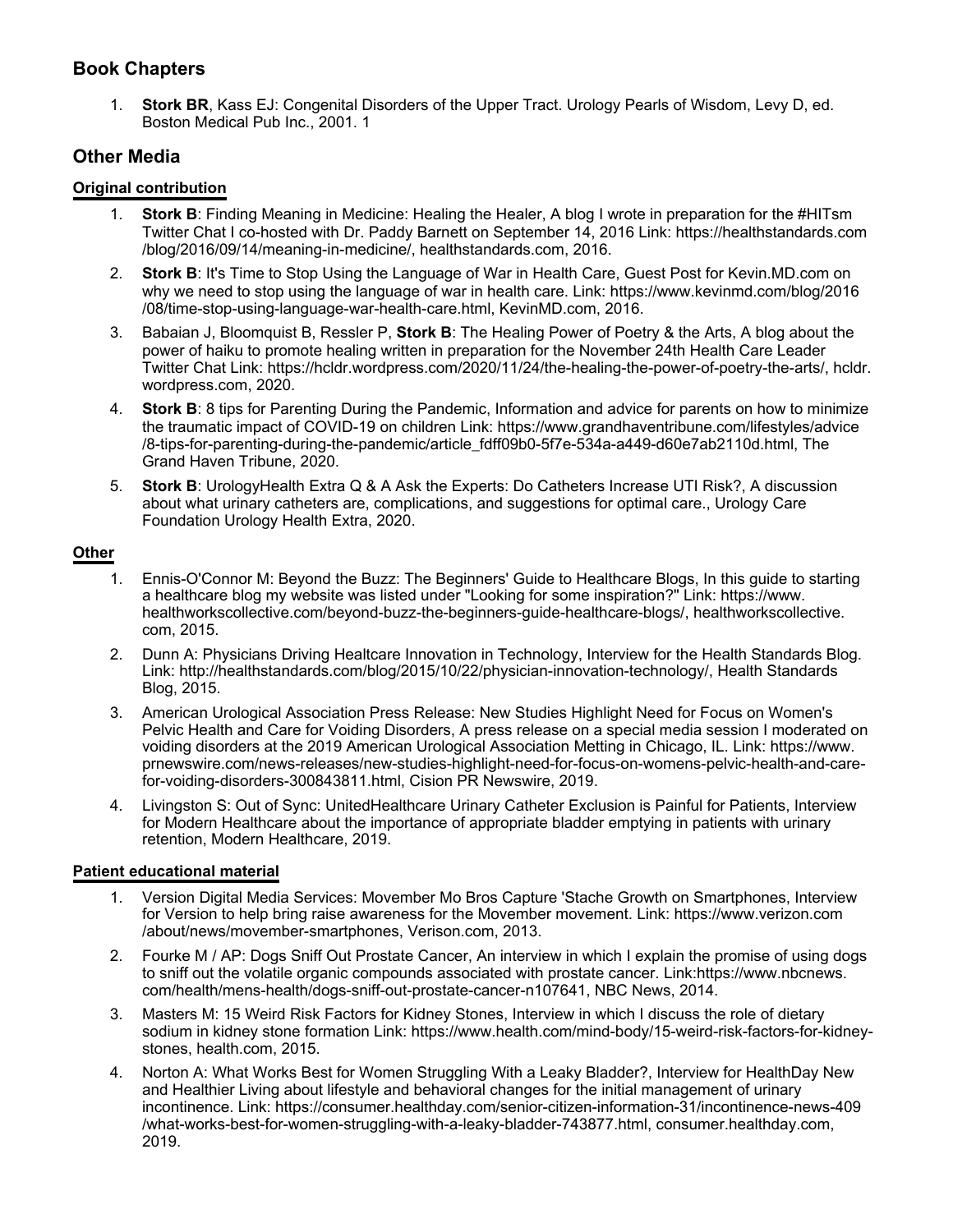## Book Chapters

1. **Stork BR**, Kass EJ: Congenital Disorders of the Upper Tract. Urology Pearls of Wisdom, Levy D, ed. Boston Medical Pub Inc., 2001. 1

## Other Media

### Original contribution

1. **Stork B**: Finding Meaning in Medicine: Healing the Healer, A blog I wrote in preparation for the #HITsm Twitter Chat I co-hosted with Dr. Paddy Barnett on September 14, 2016 Link: https://healthstandards.com/blog/2016/09/14/meaning-in-medicine/, healthstandards.com, 2016.
2. **Stork B**: It's Time to Stop Using the Language of War in Health Care, Guest Post for Kevin.MD.com on why we need to stop using the language of war in health care. Link: https://www.kevinmd.com/blog/2016/08/time-stop-using-language-war-health-care.html, KevinMD.com, 2016.
3. Babaian J, Bloomquist B, Ressler P, **Stork B**: The Healing Power of Poetry & the Arts, A blog about the power of haiku to promote healing written in preparation for the November 24th Health Care Leader Twitter Chat Link: https://hcldr.wordpress.com/2020/11/24/the-healing-the-power-of-poetry-the-arts/, hcldr.wordpress.com, 2020.
4. **Stork B**: 8 tips for Parenting During the Pandemic, Information and advice for parents on how to minimize the traumatic impact of COVID-19 on children Link: https://www.grandhaventribune.com/lifestyles/advice/8-tips-for-parenting-during-the-pandemic/article_fdff09b0-5f7e-534a-a449-d60e7ab2110d.html, The Grand Haven Tribune, 2020.
5. **Stork B**: UrologyHealth Extra Q & A Ask the Experts: Do Catheters Increase UTI Risk?, A discussion about what urinary catheters are, complications, and suggestions for optimal care., Urology Care Foundation Urology Health Extra, 2020.

### Other

1. Ennis-O'Connor M: Beyond the Buzz: The Beginners' Guide to Healthcare Blogs, In this guide to starting a healthcare blog my website was listed under "Looking for some inspiration?" Link: https://www.healthworkscollective.com/beyond-buzz-the-beginners-guide-healthcare-blogs/, healthworkscollective.com, 2015.
2. Dunn A: Physicians Driving Healtcare Innovation in Technology, Interview for the Health Standards Blog. Link: http://healthstandards.com/blog/2015/10/22/physician-innovation-technology/, Health Standards Blog, 2015.
3. American Urological Association Press Release: New Studies Highlight Need for Focus on Women's Pelvic Health and Care for Voiding Disorders, A press release on a special media session I moderated on voiding disorders at the 2019 American Urological Association Metting in Chicago, IL. Link: https://www.prnewswire.com/news-releases/new-studies-highlight-need-for-focus-on-womens-pelvic-health-and-care-for-voiding-disorders-300843811.html, Cision PR Newswire, 2019.
4. Livingston S: Out of Sync: UnitedHealthcare Urinary Catheter Exclusion is Painful for Patients, Interview for Modern Healthcare about the importance of appropriate bladder emptying in patients with urinary retention, Modern Healthcare, 2019.

### Patient educational material

1. Version Digital Media Services: Movember Mo Bros Capture 'Stache Growth on Smartphones, Interview for Version to help bring raise awareness for the Movember movement. Link: https://www.verizon.com/about/news/movember-smartphones, Verison.com, 2013.
2. Fourke M / AP: Dogs Sniff Out Prostate Cancer, An interview in which I explain the promise of using dogs to sniff out the volatile organic compounds associated with prostate cancer. Link:https://www.nbcnews.com/health/mens-health/dogs-sniff-out-prostate-cancer-n107641, NBC News, 2014.
3. Masters M: 15 Weird Risk Factors for Kidney Stones, Interview in which I discuss the role of dietary sodium in kidney stone formation Link: https://www.health.com/mind-body/15-weird-risk-factors-for-kidney-stones, health.com, 2015.
4. Norton A: What Works Best for Women Struggling With a Leaky Bladder?, Interview for HealthDay New and Healthier Living about lifestyle and behavioral changes for the initial management of urinary incontinence. Link: https://consumer.healthday.com/senior-citizen-information-31/incontinence-news-409/what-works-best-for-women-struggling-with-a-leaky-bladder-743877.html, consumer.healthday.com, 2019.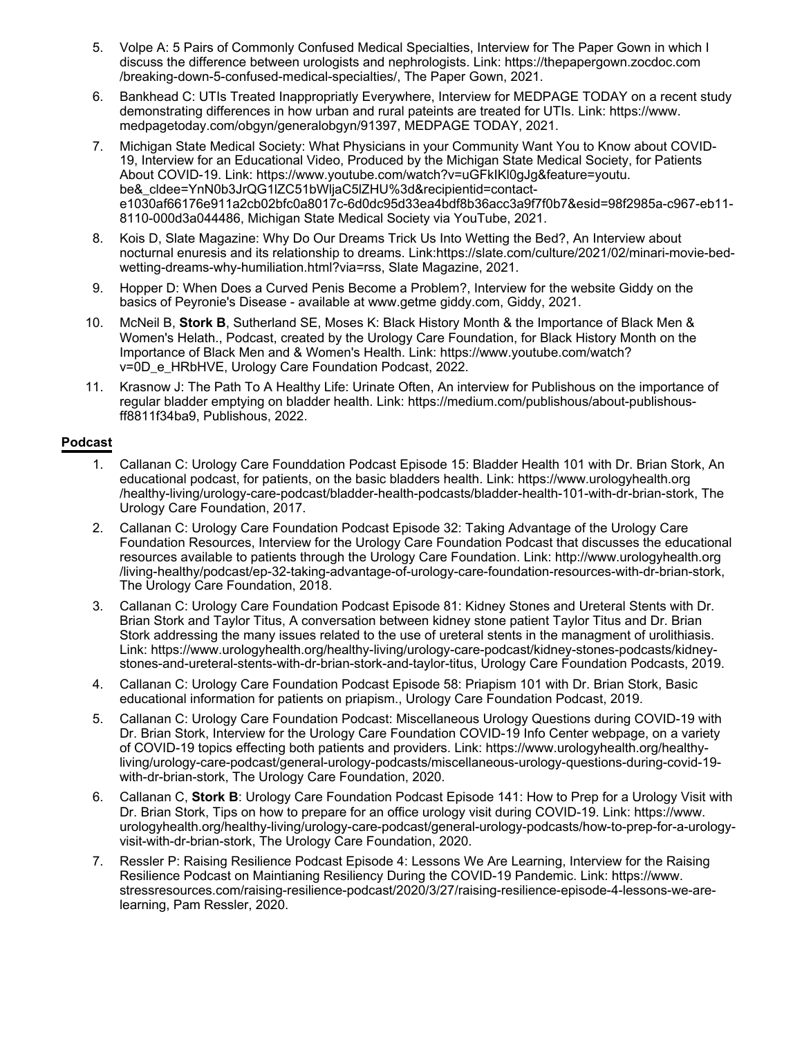5. Volpe A: 5 Pairs of Commonly Confused Medical Specialties, Interview for The Paper Gown in which I discuss the difference between urologists and nephrologists. Link: https://thepapergown.zocdoc.com /breaking-down-5-confused-medical-specialties/, The Paper Gown, 2021.
6. Bankhead C: UTIs Treated Inappropriatly Everywhere, Interview for MEDPAGE TODAY on a recent study demonstrating differences in how urban and rural pateints are treated for UTIs. Link: https://www. medpagetoday.com/obgyn/generalobgyn/91397, MEDPAGE TODAY, 2021.
7. Michigan State Medical Society: What Physicians in your Community Want You to Know about COVID-19, Interview for an Educational Video, Produced by the Michigan State Medical Society, for Patients About COVID-19. Link: https://www.youtube.com/watch?v=uGFkIKl0gJg&feature=youtu. be&_cldee=YnN0b3JrQG1lZC51bWljaC5lZHU%3d&recipientid=contact-e1030af66176e911a2cb02bfc0a8017c-6d0dc95d33ea4bdf8b36acc3a9f7f0b7&esid=98f2985a-c967-eb11-8110-000d3a044486, Michigan State Medical Society via YouTube, 2021.
8. Kois D, Slate Magazine: Why Do Our Dreams Trick Us Into Wetting the Bed?, An Interview about nocturnal enuresis and its relationship to dreams. Link:https://slate.com/culture/2021/02/minari-movie-bed-wetting-dreams-why-humiliation.html?via=rss, Slate Magazine, 2021.
9. Hopper D: When Does a Curved Penis Become a Problem?, Interview for the website Giddy on the basics of Peyronie's Disease - available at www.getme giddy.com, Giddy, 2021.
10. McNeil B, **Stork B**, Sutherland SE, Moses K: Black History Month & the Importance of Black Men & Women's Helath., Podcast, created by the Urology Care Foundation, for Black History Month on the Importance of Black Men and & Women's Health. Link: https://www.youtube.com/watch? v=0D_e_HRbHVE, Urology Care Foundation Podcast, 2022.
11. Krasnow J: The Path To A Healthy Life: Urinate Often, An interview for Publishous on the importance of regular bladder emptying on bladder health. Link: https://medium.com/publishous/about-publishous-ff8811f34ba9, Publishous, 2022.

## Podcast

1. Callanan C: Urology Care Founddation Podcast Episode 15: Bladder Health 101 with Dr. Brian Stork, An educational podcast, for patients, on the basic bladders health. Link: https://www.urologyhealth.org /healthy-living/urology-care-podcast/bladder-health-podcasts/bladder-health-101-with-dr-brian-stork, The Urology Care Foundation, 2017.
2. Callanan C: Urology Care Foundation Podcast Episode 32: Taking Advantage of the Urology Care Foundation Resources, Interview for the Urology Care Foundation Podcast that discusses the educational resources available to patients through the Urology Care Foundation. Link: http://www.urologyhealth.org /living-healthy/podcast/ep-32-taking-advantage-of-urology-care-foundation-resources-with-dr-brian-stork, The Urology Care Foundation, 2018.
3. Callanan C: Urology Care Foundation Podcast Episode 81: Kidney Stones and Ureteral Stents with Dr. Brian Stork and Taylor Titus, A conversation between kidney stone patient Taylor Titus and Dr. Brian Stork addressing the many issues related to the use of ureteral stents in the managment of urolithiasis. Link: https://www.urologyhealth.org/healthy-living/urology-care-podcast/kidney-stones-podcasts/kidney-stones-and-ureteral-stents-with-dr-brian-stork-and-taylor-titus, Urology Care Foundation Podcasts, 2019.
4. Callanan C: Urology Care Foundation Podcast Episode 58: Priapism 101 with Dr. Brian Stork, Basic educational information for patients on priapism., Urology Care Foundation Podcast, 2019.
5. Callanan C: Urology Care Foundation Podcast: Miscellaneous Urology Questions during COVID-19 with Dr. Brian Stork, Interview for the Urology Care Foundation COVID-19 Info Center webpage, on a variety of COVID-19 topics effecting both patients and providers. Link: https://www.urologyhealth.org/healthy-living/urology-care-podcast/general-urology-podcasts/miscellaneous-urology-questions-during-covid-19-with-dr-brian-stork, The Urology Care Foundation, 2020.
6. Callanan C, **Stork B**: Urology Care Foundation Podcast Episode 141: How to Prep for a Urology Visit with Dr. Brian Stork, Tips on how to prepare for an office urology visit during COVID-19. Link: https://www. urologyhealth.org/healthy-living/urology-care-podcast/general-urology-podcasts/how-to-prep-for-a-urology-visit-with-dr-brian-stork, The Urology Care Foundation, 2020.
7. Ressler P: Raising Resilience Podcast Episode 4: Lessons We Are Learning, Interview for the Raising Resilience Podcast on Maintianing Resiliency During the COVID-19 Pandemic. Link: https://www. stressresources.com/raising-resilience-podcast/2020/3/27/raising-resilience-episode-4-lessons-we-are-learning, Pam Ressler, 2020.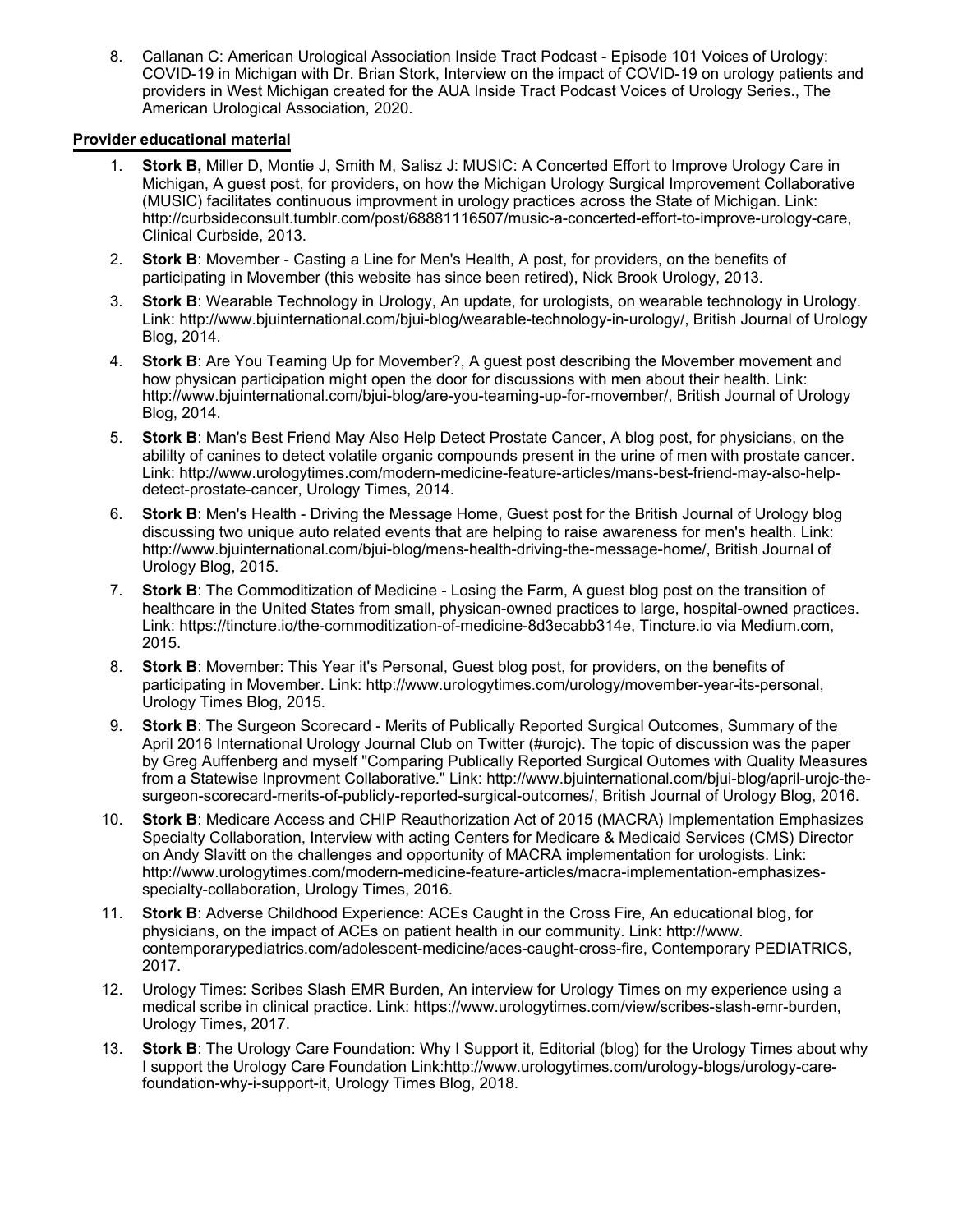8. Callanan C: American Urological Association Inside Tract Podcast - Episode 101 Voices of Urology: COVID-19 in Michigan with Dr. Brian Stork, Interview on the impact of COVID-19 on urology patients and providers in West Michigan created for the AUA Inside Tract Podcast Voices of Urology Series., The American Urological Association, 2020.

**Provider educational material**

1. **Stork B,** Miller D, Montie J, Smith M, Salisz J: MUSIC: A Concerted Effort to Improve Urology Care in Michigan, A guest post, for providers, on how the Michigan Urology Surgical Improvement Collaborative (MUSIC) facilitates continuous improvment in urology practices across the State of Michigan. Link: http://curbsideconsult.tumblr.com/post/68881116507/music-a-concerted-effort-to-improve-urology-care, Clinical Curbside, 2013.
2. **Stork B**: Movember - Casting a Line for Men's Health, A post, for providers, on the benefits of participating in Movember (this website has since been retired), Nick Brook Urology, 2013.
3. **Stork B**: Wearable Technology in Urology, An update, for urologists, on wearable technology in Urology. Link: http://www.bjuinternational.com/bjui-blog/wearable-technology-in-urology/, British Journal of Urology Blog, 2014.
4. **Stork B**: Are You Teaming Up for Movember?, A guest post describing the Movember movement and how physican participation might open the door for discussions with men about their health. Link: http://www.bjuinternational.com/bjui-blog/are-you-teaming-up-for-movember/, British Journal of Urology Blog, 2014.
5. **Stork B**: Man's Best Friend May Also Help Detect Prostate Cancer, A blog post, for physicians, on the abililty of canines to detect volatile organic compounds present in the urine of men with prostate cancer. Link: http://www.urologytimes.com/modern-medicine-feature-articles/mans-best-friend-may-also-help-detect-prostate-cancer, Urology Times, 2014.
6. **Stork B**: Men's Health - Driving the Message Home, Guest post for the British Journal of Urology blog discussing two unique auto related events that are helping to raise awareness for men's health. Link: http://www.bjuinternational.com/bjui-blog/mens-health-driving-the-message-home/, British Journal of Urology Blog, 2015.
7. **Stork B**: The Commoditization of Medicine - Losing the Farm, A guest blog post on the transition of healthcare in the United States from small, physican-owned practices to large, hospital-owned practices. Link: https://tincture.io/the-commoditization-of-medicine-8d3ecabb314e, Tincture.io via Medium.com, 2015.
8. **Stork B**: Movember: This Year it's Personal, Guest blog post, for providers, on the benefits of participating in Movember. Link: http://www.urologytimes.com/urology/movember-year-its-personal, Urology Times Blog, 2015.
9. **Stork B**: The Surgeon Scorecard - Merits of Publically Reported Surgical Outcomes, Summary of the April 2016 International Urology Journal Club on Twitter (#urojc). The topic of discussion was the paper by Greg Auffenberg and myself "Comparing Publically Reported Surgical Outomes with Quality Measures from a Statewise Inprovment Collaborative." Link: http://www.bjuinternational.com/bjui-blog/april-urojc-the-surgeon-scorecard-merits-of-publicly-reported-surgical-outcomes/, British Journal of Urology Blog, 2016.
10. **Stork B**: Medicare Access and CHIP Reauthorization Act of 2015 (MACRA) Implementation Emphasizes Specialty Collaboration, Interview with acting Centers for Medicare & Medicaid Services (CMS) Director on Andy Slavitt on the challenges and opportunity of MACRA implementation for urologists. Link: http://www.urologytimes.com/modern-medicine-feature-articles/macra-implementation-emphasizes-specialty-collaboration, Urology Times, 2016.
11. **Stork B**: Adverse Childhood Experience: ACEs Caught in the Cross Fire, An educational blog, for physicians, on the impact of ACEs on patient health in our community. Link: http://www. contemporarypediatrics.com/adolescent-medicine/aces-caught-cross-fire, Contemporary PEDIATRICS, 2017.
12. Urology Times: Scribes Slash EMR Burden, An interview for Urology Times on my experience using a medical scribe in clinical practice. Link: https://www.urologytimes.com/view/scribes-slash-emr-burden, Urology Times, 2017.
13. **Stork B**: The Urology Care Foundation: Why I Support it, Editorial (blog) for the Urology Times about why I support the Urology Care Foundation Link:http://www.urologytimes.com/urology-blogs/urology-care-foundation-why-i-support-it, Urology Times Blog, 2018.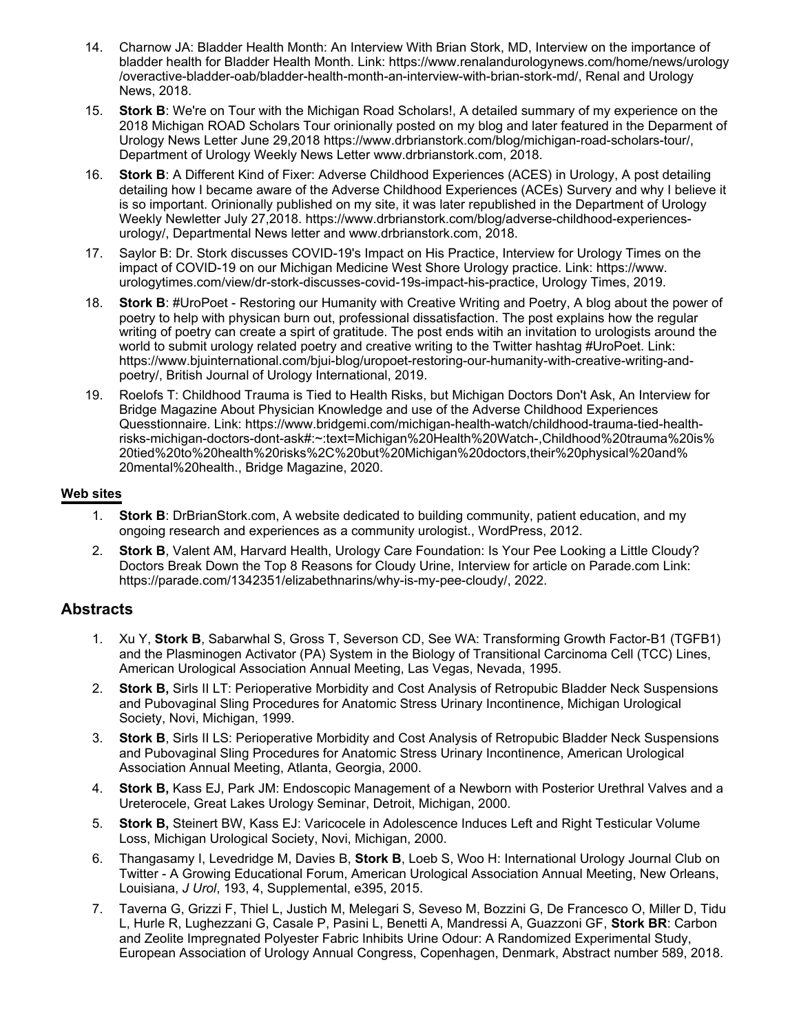14. Charnow JA: Bladder Health Month: An Interview With Brian Stork, MD, Interview on the importance of bladder health for Bladder Health Month. Link: https://www.renalandurologynews.com/home/news/urology/overactive-bladder-oab/bladder-health-month-an-interview-with-brian-stork-md/, Renal and Urology News, 2018.
15. **Stork B**: We're on Tour with the Michigan Road Scholars!, A detailed summary of my experience on the 2018 Michigan ROAD Scholars Tour orinionally posted on my blog and later featured in the Deparment of Urology News Letter June 29,2018 https://www.drbrianstork.com/blog/michigan-road-scholars-tour/, Department of Urology Weekly News Letter www.drbrianstork.com, 2018.
16. **Stork B**: A Different Kind of Fixer: Adverse Childhood Experiences (ACES) in Urology, A post detailing detailing how I became aware of the Adverse Childhood Experiences (ACEs) Survery and why I believe it is so important. Orinionally published on my site, it was later republished in the Department of Urology Weekly Newletter July 27,2018. https://www.drbrianstork.com/blog/adverse-childhood-experiences-urology/, Departmental News letter and www.drbrianstork.com, 2018.
17. Saylor B: Dr. Stork discusses COVID-19's Impact on His Practice, Interview for Urology Times on the impact of COVID-19 on our Michigan Medicine West Shore Urology practice. Link: https://www.urologytimes.com/view/dr-stork-discusses-covid-19s-impact-his-practice, Urology Times, 2019.
18. **Stork B**: #UroPoet - Restoring our Humanity with Creative Writing and Poetry, A blog about the power of poetry to help with physican burn out, professional dissatisfaction. The post explains how the regular writing of poetry can create a spirt of gratitude. The post ends witih an invitation to urologists around the world to submit urology related poetry and creative writing to the Twitter hashtag #UroPoet. Link: https://www.bjuinternational.com/bjui-blog/uropoet-restoring-our-humanity-with-creative-writing-and-poetry/, British Journal of Urology International, 2019.
19. Roelofs T: Childhood Trauma is Tied to Health Risks, but Michigan Doctors Don't Ask, An Interview for Bridge Magazine About Physician Knowledge and use of the Adverse Childhood Experiences Questionnaire. Link: https://www.bridgemi.com/michigan-health-watch/childhood-trauma-tied-health-risks-michigan-doctors-dont-ask#:~:text=Michigan%20Health%20Watch-,Childhood%20trauma%20is%20tied%20to%20health%20risks%2C%20but%20Michigan%20doctors,their%20physical%20and%20mental%20health., Bridge Magazine, 2020.

**Web sites**

1. **Stork B**: DrBrianStork.com, A website dedicated to building community, patient education, and my ongoing research and experiences as a community urologist., WordPress, 2012.
2. **Stork B**, Valent AM, Harvard Health, Urology Care Foundation: Is Your Pee Looking a Little Cloudy? Doctors Break Down the Top 8 Reasons for Cloudy Urine, Interview for article on Parade.com Link: https://parade.com/1342351/elizabethnarins/why-is-my-pee-cloudy/, 2022.

## Abstracts

1. Xu Y, **Stork B**, Sabarwhal S, Gross T, Severson CD, See WA: Transforming Growth Factor-B1 (TGFB1) and the Plasminogen Activator (PA) System in the Biology of Transitional Carcinoma Cell (TCC) Lines, American Urological Association Annual Meeting, Las Vegas, Nevada, 1995.
2. **Stork B,** Sirls II LT: Perioperative Morbidity and Cost Analysis of Retropubic Bladder Neck Suspensions and Pubovaginal Sling Procedures for Anatomic Stress Urinary Incontinence, Michigan Urological Society, Novi, Michigan, 1999.
3. **Stork B**, Sirls II LS: Perioperative Morbidity and Cost Analysis of Retropubic Bladder Neck Suspensions and Pubovaginal Sling Procedures for Anatomic Stress Urinary Incontinence, American Urological Association Annual Meeting, Atlanta, Georgia, 2000.
4. **Stork B,** Kass EJ, Park JM: Endoscopic Management of a Newborn with Posterior Urethral Valves and a Ureterocele, Great Lakes Urology Seminar, Detroit, Michigan, 2000.
5. **Stork B,** Steinert BW, Kass EJ: Varicocele in Adolescence Induces Left and Right Testicular Volume Loss, Michigan Urological Society, Novi, Michigan, 2000.
6. Thangasamy I, Levedridge M, Davies B, **Stork B**, Loeb S, Woo H: International Urology Journal Club on Twitter - A Growing Educational Forum, American Urological Association Annual Meeting, New Orleans, Louisiana, *J Urol*, 193, 4, Supplemental, e395, 2015.
7. Taverna G, Grizzi F, Thiel L, Justich M, Melegari S, Seveso M, Bozzini G, De Francesco O, Miller D, Tidu L, Hurle R, Lughezzani G, Casale P, Pasini L, Benetti A, Mandressi A, Guazzoni GF, **Stork BR**: Carbon and Zeolite Impregnated Polyester Fabric Inhibits Urine Odour: A Randomized Experimental Study, European Association of Urology Annual Congress, Copenhagen, Denmark, Abstract number 589, 2018.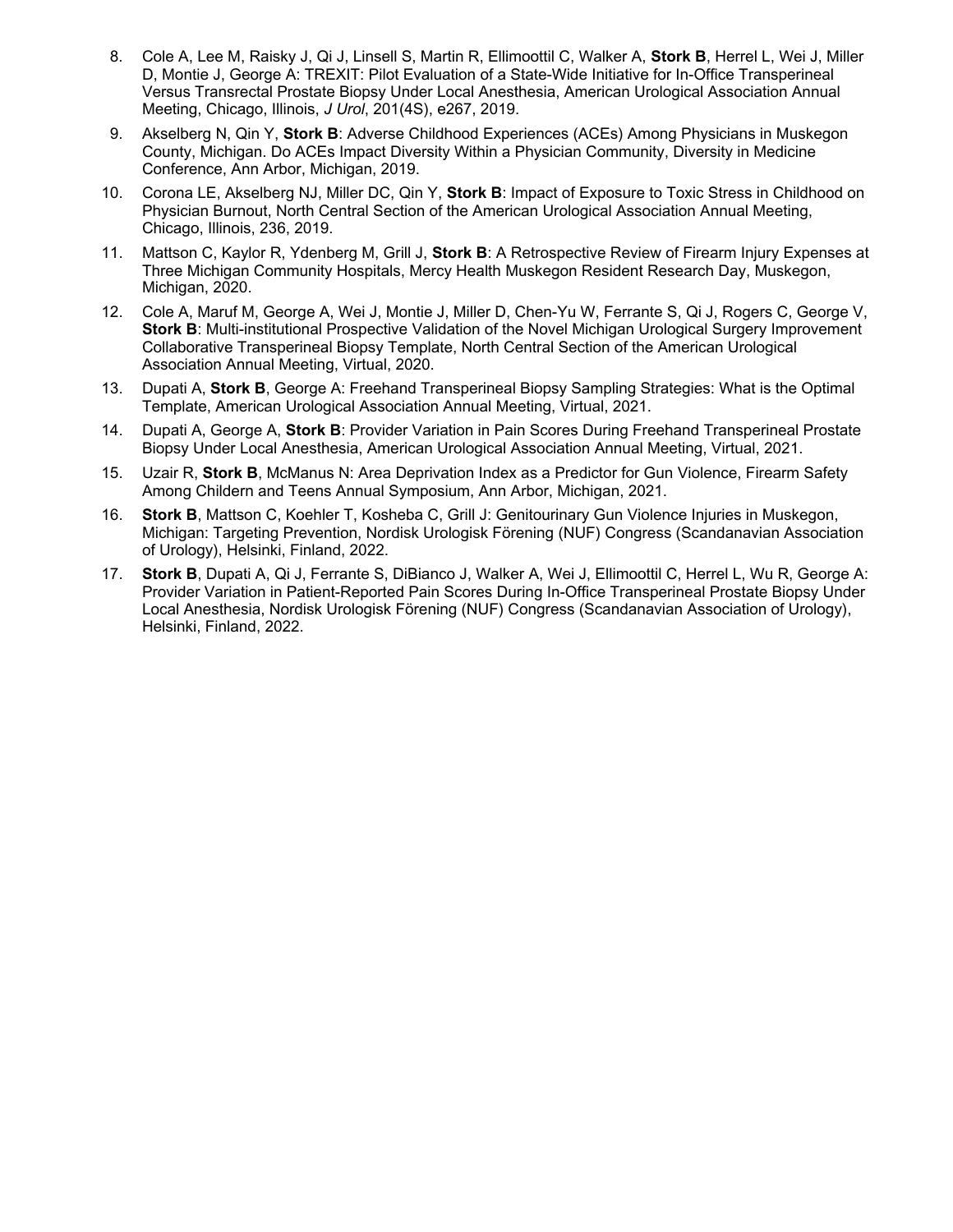8. Cole A, Lee M, Raisky J, Qi J, Linsell S, Martin R, Ellimoottil C, Walker A, **Stork B**, Herrel L, Wei J, Miller D, Montie J, George A: TREXIT: Pilot Evaluation of a State-Wide Initiative for In-Office Transperineal Versus Transrectal Prostate Biopsy Under Local Anesthesia, American Urological Association Annual Meeting, Chicago, Illinois, *J Urol*, 201(4S), e267, 2019.
9. Akselberg N, Qin Y, **Stork B**: Adverse Childhood Experiences (ACEs) Among Physicians in Muskegon County, Michigan. Do ACEs Impact Diversity Within a Physician Community, Diversity in Medicine Conference, Ann Arbor, Michigan, 2019.
10. Corona LE, Akselberg NJ, Miller DC, Qin Y, **Stork B**: Impact of Exposure to Toxic Stress in Childhood on Physician Burnout, North Central Section of the American Urological Association Annual Meeting, Chicago, Illinois, 236, 2019.
11. Mattson C, Kaylor R, Ydenberg M, Grill J, **Stork B**: A Retrospective Review of Firearm Injury Expenses at Three Michigan Community Hospitals, Mercy Health Muskegon Resident Research Day, Muskegon, Michigan, 2020.
12. Cole A, Maruf M, George A, Wei J, Montie J, Miller D, Chen-Yu W, Ferrante S, Qi J, Rogers C, George V, **Stork B**: Multi-institutional Prospective Validation of the Novel Michigan Urological Surgery Improvement Collaborative Transperineal Biopsy Template, North Central Section of the American Urological Association Annual Meeting, Virtual, 2020.
13. Dupati A, **Stork B**, George A: Freehand Transperineal Biopsy Sampling Strategies: What is the Optimal Template, American Urological Association Annual Meeting, Virtual, 2021.
14. Dupati A, George A, **Stork B**: Provider Variation in Pain Scores During Freehand Transperineal Prostate Biopsy Under Local Anesthesia, American Urological Association Annual Meeting, Virtual, 2021.
15. Uzair R, **Stork B**, McManus N: Area Deprivation Index as a Predictor for Gun Violence, Firearm Safety Among Childern and Teens Annual Symposium, Ann Arbor, Michigan, 2021.
16. **Stork B**, Mattson C, Koehler T, Kosheba C, Grill J: Genitourinary Gun Violence Injuries in Muskegon, Michigan: Targeting Prevention, Nordisk Urologisk Förening (NUF) Congress (Scandanavian Association of Urology), Helsinki, Finland, 2022.
17. **Stork B**, Dupati A, Qi J, Ferrante S, DiBianco J, Walker A, Wei J, Ellimoottil C, Herrel L, Wu R, George A: Provider Variation in Patient-Reported Pain Scores During In-Office Transperineal Prostate Biopsy Under Local Anesthesia, Nordisk Urologisk Förening (NUF) Congress (Scandanavian Association of Urology), Helsinki, Finland, 2022.